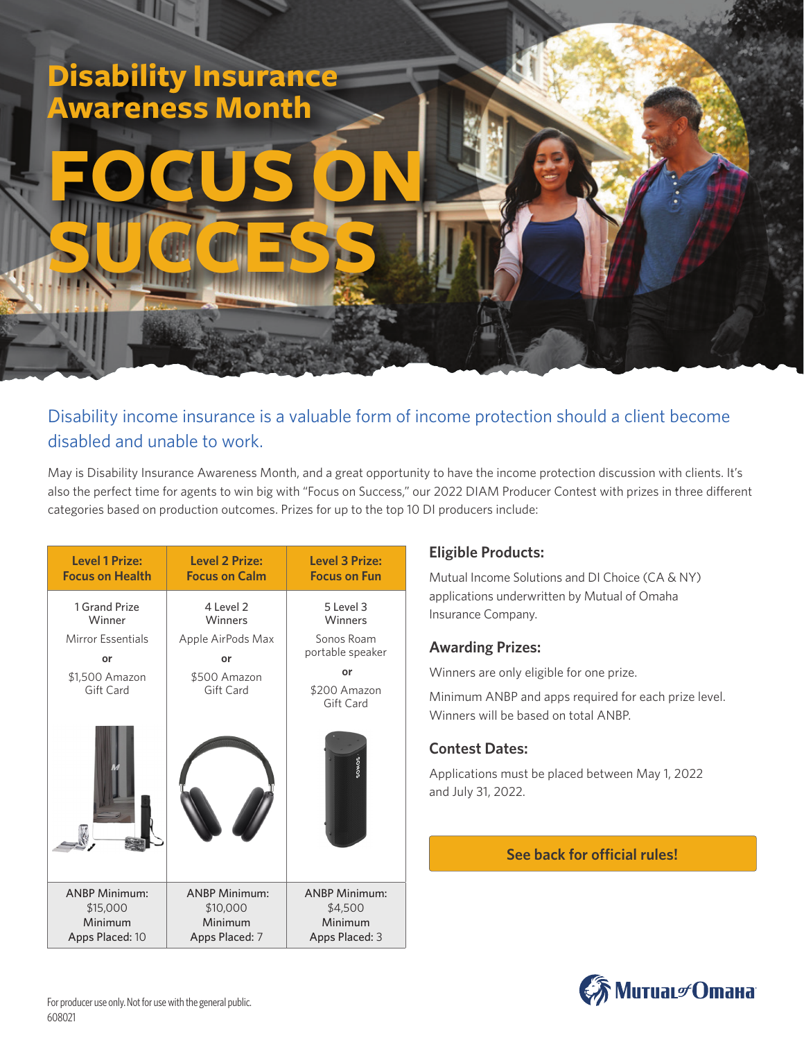# Disability Insurance Awareness Month

# FOCUS ON SUCCESS

## Disability income insurance is a valuable form of income protection should a client become disabled and unable to work.

May is Disability Insurance Awareness Month, and a great opportunity to have the income protection discussion with clients. It's also the perfect time for agents to win big with "Focus on Success," our 2022 DIAM Producer Contest with prizes in three different categories based on production outcomes. Prizes for up to the top 10 DI producers include:

| Level 1 Prize: Focus on Health | Level 2 Prize: Focus on Calm | Level 3 Prize: Focus on Fun |
|---|---|---|
| 1 Grand Prize Winner | 4 Level 2 Winners | 5 Level 3 Winners |
| Mirror Essentials **or** $1,500 Amazon Gift Card | Apple AirPods Max **or** $500 Amazon Gift Card | Sonos Roam portable speaker **or** $200 Amazon Gift Card |
| ANBP Minimum: $15,000 Minimum Apps Placed: 10 | ANBP Minimum: $10,000 Minimum Apps Placed: 7 | ANBP Minimum: $4,500 Minimum Apps Placed: 3 |

### Eligible Products:

Mutual Income Solutions and DI Choice (CA & NY) applications underwritten by Mutual of Omaha Insurance Company.

### Awarding Prizes:

Winners are only eligible for one prize.

Minimum ANBP and apps required for each prize level. Winners will be based on total ANBP.

### Contest Dates:

Applications must be placed between May 1, 2022 and July 31, 2022.

**See back for official rules!**

For producer use only. Not for use with the general public.
608021

Mutual of Omaha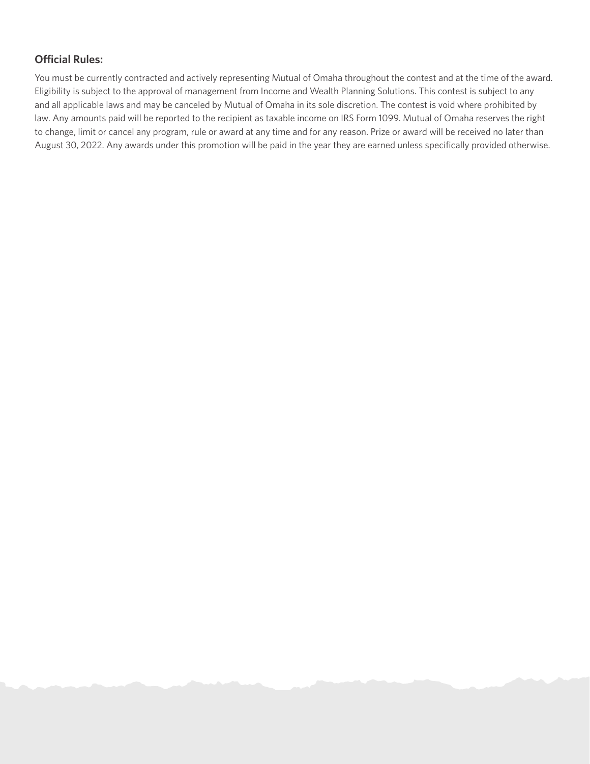**Official Rules:**

You must be currently contracted and actively representing Mutual of Omaha throughout the contest and at the time of the award. Eligibility is subject to the approval of management from Income and Wealth Planning Solutions. This contest is subject to any and all applicable laws and may be canceled by Mutual of Omaha in its sole discretion. The contest is void where prohibited by law. Any amounts paid will be reported to the recipient as taxable income on IRS Form 1099. Mutual of Omaha reserves the right to change, limit or cancel any program, rule or award at any time and for any reason. Prize or award will be received no later than August 30, 2022. Any awards under this promotion will be paid in the year they are earned unless specifically provided otherwise.